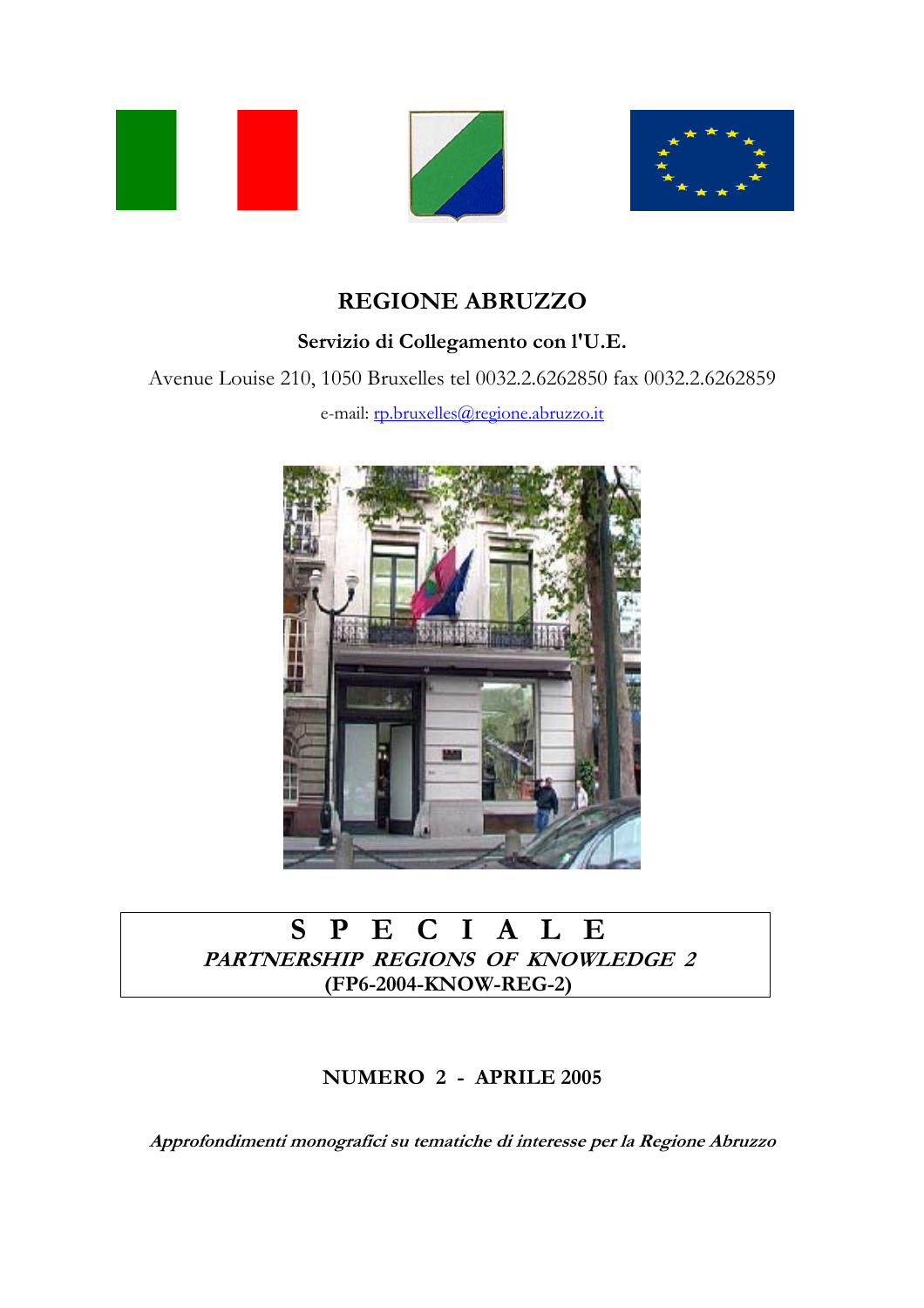# REGIONE ABRUZZO

**Servizio di Collegamento con l'U.E.**

Avenue Louise 210, 1050 Bruxelles tel 0032.2.6262850 fax 0032.2.6262859

e-mail: rp.bruxelles@regione.abruzzo.it

**S P E C I A L E**

***PARTNERSHIP REGIONS OF KNOWLEDGE 2***

**(FP6-2004-KNOW-REG-2)**

**NUMERO 2 - APRILE 2005**

***Approfondimenti monografici su tematiche di interesse per la Regione Abruzzo***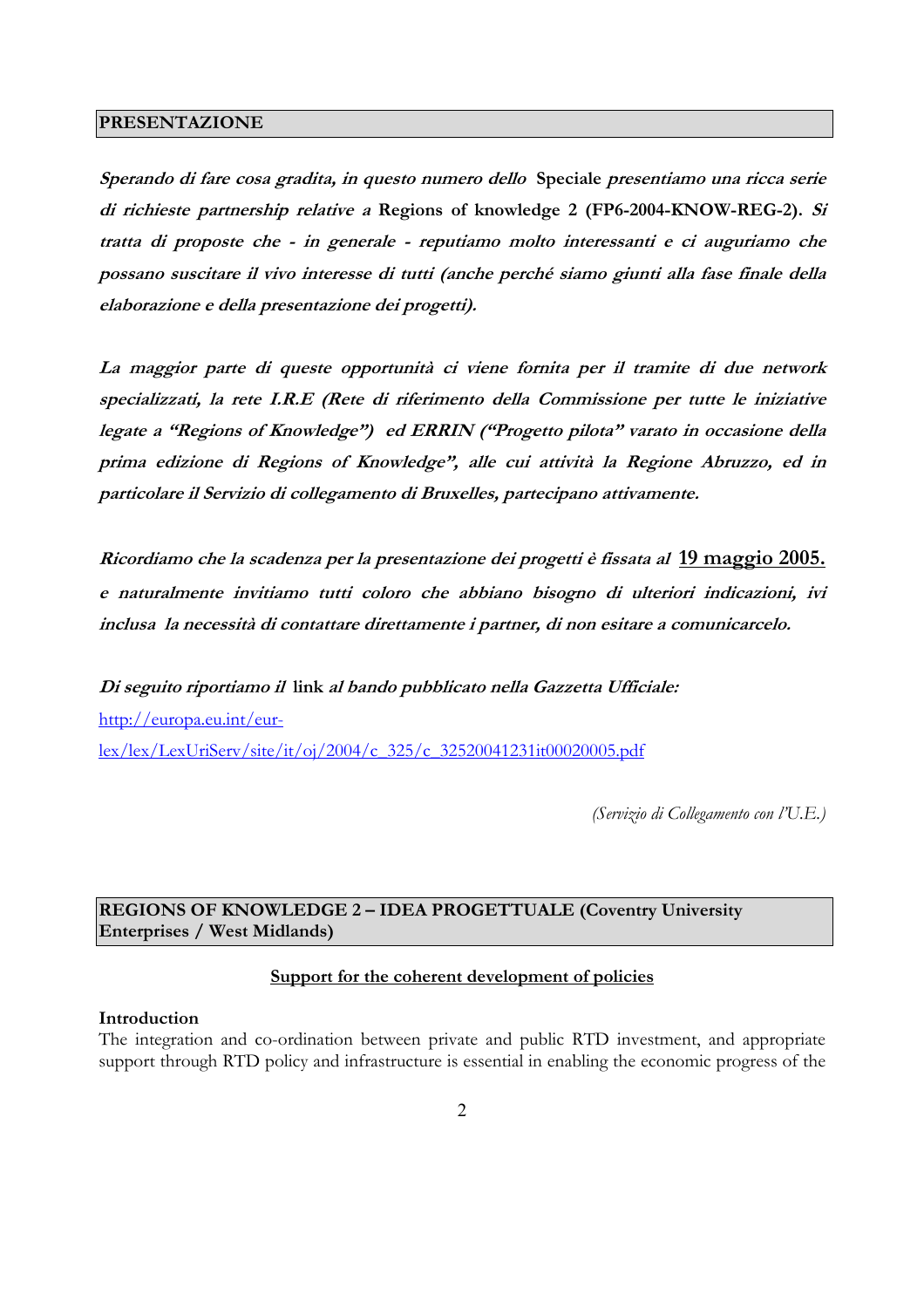## PRESENTAZIONE

***Sperando di fare cosa gradita, in questo numero dello* Speciale *presentiamo una ricca serie di richieste partnership relative a* Regions of knowledge 2 (FP6-2004-KNOW-REG-2). *Si tratta di proposte che - in generale - reputiamo molto interessanti e ci auguriamo che possano suscitare il vivo interesse di tutti (anche perché siamo giunti alla fase finale della elaborazione e della presentazione dei progetti).***

***La maggior parte di queste opportunità ci viene fornita per il tramite di due network specializzati, la rete I.R.E (Rete di riferimento della Commissione per tutte le iniziative legate a "Regions of Knowledge") ed ERRIN ("Progetto pilota" varato in occasione della prima edizione di Regions of Knowledge", alle cui attività la Regione Abruzzo, ed in particolare il Servizio di collegamento di Bruxelles, partecipano attivamente.***

***Ricordiamo che la scadenza per la presentazione dei progetti è fissata al* <u>19 maggio 2005.</u> *e naturalmente invitiamo tutti coloro che abbiano bisogno di ulteriori indicazioni, ivi inclusa la necessità di contattare direttamente i partner, di non esitare a comunicarcelo.***

***Di seguito riportiamo il* link *al bando pubblicato nella Gazzetta Ufficiale:***
http://europa.eu.int/eur-lex/lex/LexUriServ/site/it/oj/2004/c_325/c_32520041231it00020005.pdf

*(Servizio di Collegamento con l'U.E.)*

## REGIONS OF KNOWLEDGE 2 – IDEA PROGETTUALE (Coventry University Enterprises / West Midlands)

<u>**Support for the coherent development of policies**</u>

**Introduction**

The integration and co-ordination between private and public RTD investment, and appropriate support through RTD policy and infrastructure is essential in enabling the economic progress of the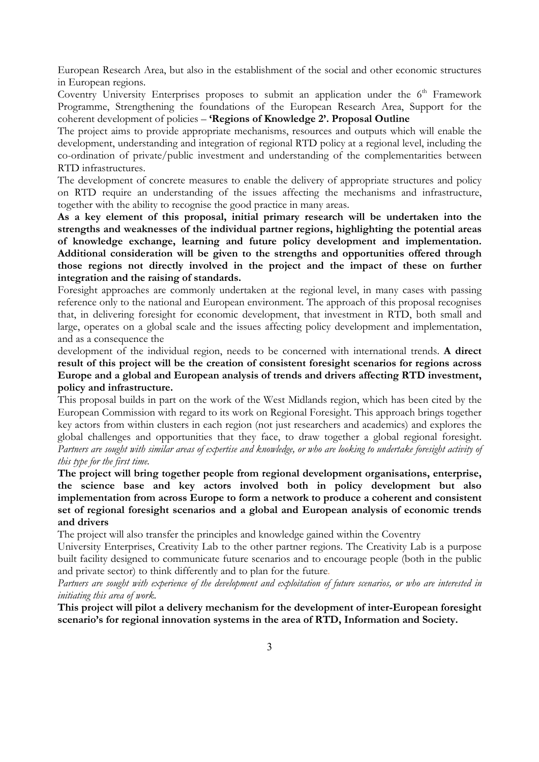European Research Area, but also in the establishment of the social and other economic structures in European regions.

Coventry University Enterprises proposes to submit an application under the 6th Framework Programme, Strengthening the foundations of the European Research Area, Support for the coherent development of policies – **'Regions of Knowledge 2'. Proposal Outline**

The project aims to provide appropriate mechanisms, resources and outputs which will enable the development, understanding and integration of regional RTD policy at a regional level, including the co-ordination of private/public investment and understanding of the complementarities between RTD infrastructures.

The development of concrete measures to enable the delivery of appropriate structures and policy on RTD require an understanding of the issues affecting the mechanisms and infrastructure, together with the ability to recognise the good practice in many areas.

**As a key element of this proposal, initial primary research will be undertaken into the strengths and weaknesses of the individual partner regions, highlighting the potential areas of knowledge exchange, learning and future policy development and implementation. Additional consideration will be given to the strengths and opportunities offered through those regions not directly involved in the project and the impact of these on further integration and the raising of standards.**

Foresight approaches are commonly undertaken at the regional level, in many cases with passing reference only to the national and European environment. The approach of this proposal recognises that, in delivering foresight for economic development, that investment in RTD, both small and large, operates on a global scale and the issues affecting policy development and implementation, and as a consequence the development of the individual region, needs to be concerned with international trends. **A direct result of this project will be the creation of consistent foresight scenarios for regions across Europe and a global and European analysis of trends and drivers affecting RTD investment, policy and infrastructure.**

This proposal builds in part on the work of the West Midlands region, which has been cited by the European Commission with regard to its work on Regional Foresight. This approach brings together key actors from within clusters in each region (not just researchers and academics) and explores the global challenges and opportunities that they face, to draw together a global regional foresight. *Partners are sought with similar areas of expertise and knowledge, or who are looking to undertake foresight activity of this type for the first time.*

**The project will bring together people from regional development organisations, enterprise, the science base and key actors involved both in policy development but also implementation from across Europe to form a network to produce a coherent and consistent set of regional foresight scenarios and a global and European analysis of economic trends and drivers**

The project will also transfer the principles and knowledge gained within the Coventry University Enterprises, Creativity Lab to the other partner regions. The Creativity Lab is a purpose built facility designed to communicate future scenarios and to encourage people (both in the public and private sector) to think differently and to plan for the future.

*Partners are sought with experience of the development and exploitation of future scenarios, or who are interested in initiating this area of work.*

**This project will pilot a delivery mechanism for the development of inter-European foresight scenario's for regional innovation systems in the area of RTD, Information and Society.**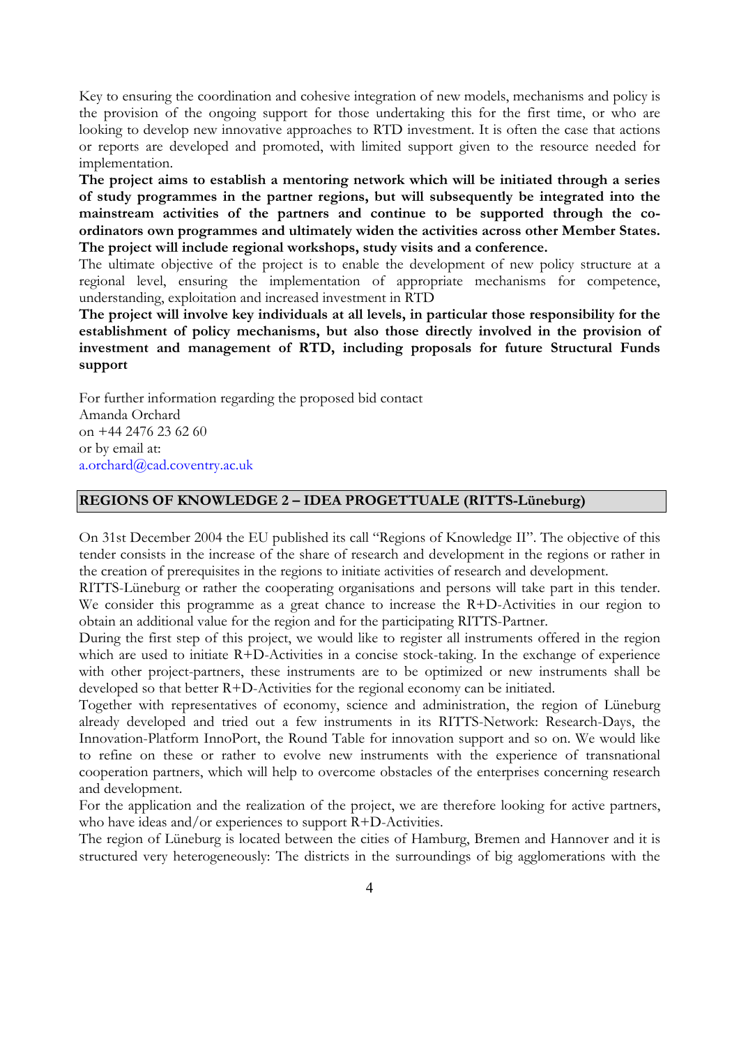Key to ensuring the coordination and cohesive integration of new models, mechanisms and policy is the provision of the ongoing support for those undertaking this for the first time, or who are looking to develop new innovative approaches to RTD investment. It is often the case that actions or reports are developed and promoted, with limited support given to the resource needed for implementation.

**The project aims to establish a mentoring network which will be initiated through a series of study programmes in the partner regions, but will subsequently be integrated into the mainstream activities of the partners and continue to be supported through the co-ordinators own programmes and ultimately widen the activities across other Member States. The project will include regional workshops, study visits and a conference.**

The ultimate objective of the project is to enable the development of new policy structure at a regional level, ensuring the implementation of appropriate mechanisms for competence, understanding, exploitation and increased investment in RTD

**The project will involve key individuals at all levels, in particular those responsibility for the establishment of policy mechanisms, but also those directly involved in the provision of investment and management of RTD, including proposals for future Structural Funds support**

For further information regarding the proposed bid contact
Amanda Orchard
on +44 2476 23 62 60
or by email at:
a.orchard@cad.coventry.ac.uk

## REGIONS OF KNOWLEDGE 2 – IDEA PROGETTUALE (RITTS-Lüneburg)

On 31st December 2004 the EU published its call "Regions of Knowledge II". The objective of this tender consists in the increase of the share of research and development in the regions or rather in the creation of prerequisites in the regions to initiate activities of research and development.

RITTS-Lüneburg or rather the cooperating organisations and persons will take part in this tender. We consider this programme as a great chance to increase the R+D-Activities in our region to obtain an additional value for the region and for the participating RITTS-Partner.

During the first step of this project, we would like to register all instruments offered in the region which are used to initiate R+D-Activities in a concise stock-taking. In the exchange of experience with other project-partners, these instruments are to be optimized or new instruments shall be developed so that better R+D-Activities for the regional economy can be initiated.

Together with representatives of economy, science and administration, the region of Lüneburg already developed and tried out a few instruments in its RITTS-Network: Research-Days, the Innovation-Platform InnoPort, the Round Table for innovation support and so on. We would like to refine on these or rather to evolve new instruments with the experience of transnational cooperation partners, which will help to overcome obstacles of the enterprises concerning research and development.

For the application and the realization of the project, we are therefore looking for active partners, who have ideas and/or experiences to support R+D-Activities.

The region of Lüneburg is located between the cities of Hamburg, Bremen and Hannover and it is structured very heterogeneously: The districts in the surroundings of big agglomerations with the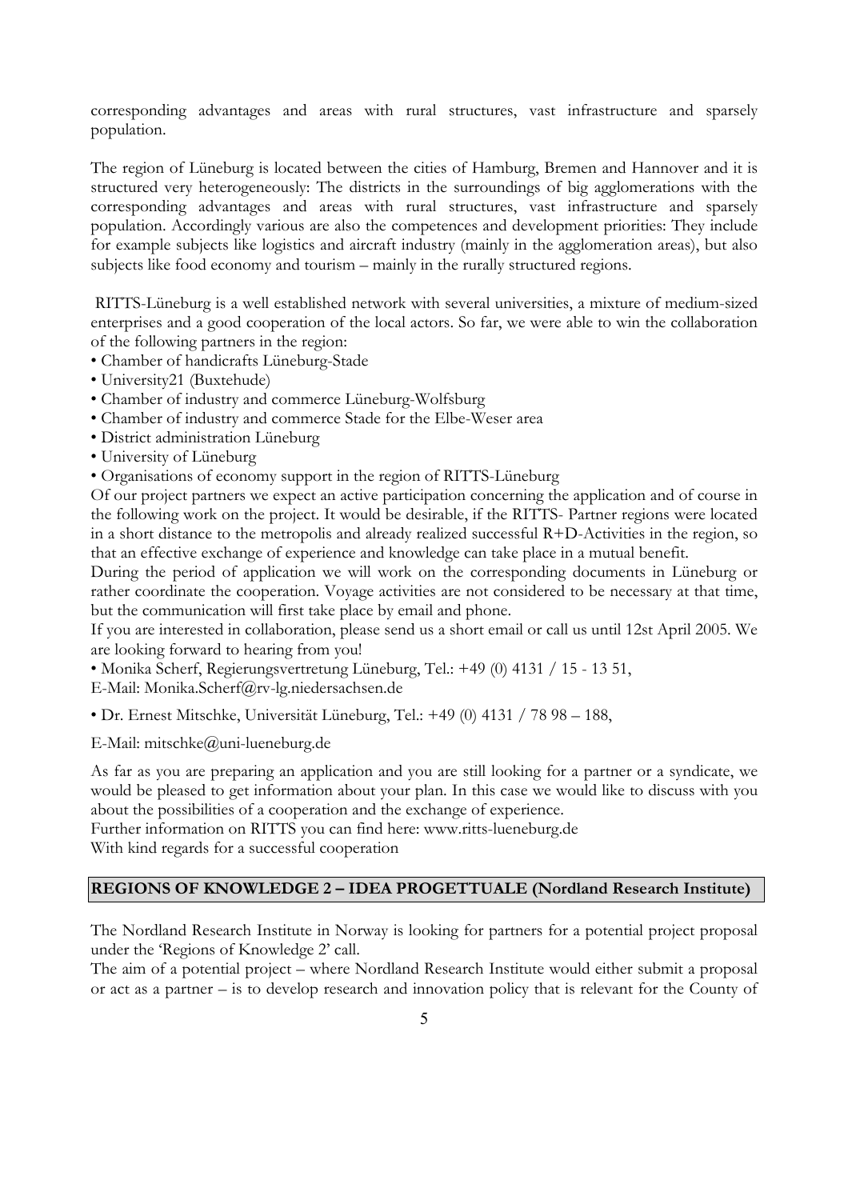corresponding advantages and areas with rural structures, vast infrastructure and sparsely population.

The region of Lüneburg is located between the cities of Hamburg, Bremen and Hannover and it is structured very heterogeneously: The districts in the surroundings of big agglomerations with the corresponding advantages and areas with rural structures, vast infrastructure and sparsely population. Accordingly various are also the competences and development priorities: They include for example subjects like logistics and aircraft industry (mainly in the agglomeration areas), but also subjects like food economy and tourism – mainly in the rurally structured regions.

RITTS-Lüneburg is a well established network with several universities, a mixture of medium-sized enterprises and a good cooperation of the local actors. So far, we were able to win the collaboration of the following partners in the region:

- Chamber of handicrafts Lüneburg-Stade
- University21 (Buxtehude)
- Chamber of industry and commerce Lüneburg-Wolfsburg
- Chamber of industry and commerce Stade for the Elbe-Weser area
- District administration Lüneburg
- University of Lüneburg
- Organisations of economy support in the region of RITTS-Lüneburg

Of our project partners we expect an active participation concerning the application and of course in the following work on the project. It would be desirable, if the RITTS- Partner regions were located in a short distance to the metropolis and already realized successful R+D-Activities in the region, so that an effective exchange of experience and knowledge can take place in a mutual benefit.

During the period of application we will work on the corresponding documents in Lüneburg or rather coordinate the cooperation. Voyage activities are not considered to be necessary at that time, but the communication will first take place by email and phone.

If you are interested in collaboration, please send us a short email or call us until 12st April 2005. We are looking forward to hearing from you!

- Monika Scherf, Regierungsvertretung Lüneburg, Tel.: +49 (0) 4131 / 15 - 13 51, E-Mail: Monika.Scherf@rv-lg.niedersachsen.de
- Dr. Ernest Mitschke, Universität Lüneburg, Tel.: +49 (0) 4131 / 78 98 – 188, E-Mail: mitschke@uni-lueneburg.de

As far as you are preparing an application and you are still looking for a partner or a syndicate, we would be pleased to get information about your plan. In this case we would like to discuss with you about the possibilities of a cooperation and the exchange of experience.

Further information on RITTS you can find here: www.ritts-lueneburg.de

With kind regards for a successful cooperation

## REGIONS OF KNOWLEDGE 2 – IDEA PROGETTUALE (Nordland Research Institute)

The Nordland Research Institute in Norway is looking for partners for a potential project proposal under the 'Regions of Knowledge 2' call.

The aim of a potential project – where Nordland Research Institute would either submit a proposal or act as a partner – is to develop research and innovation policy that is relevant for the County of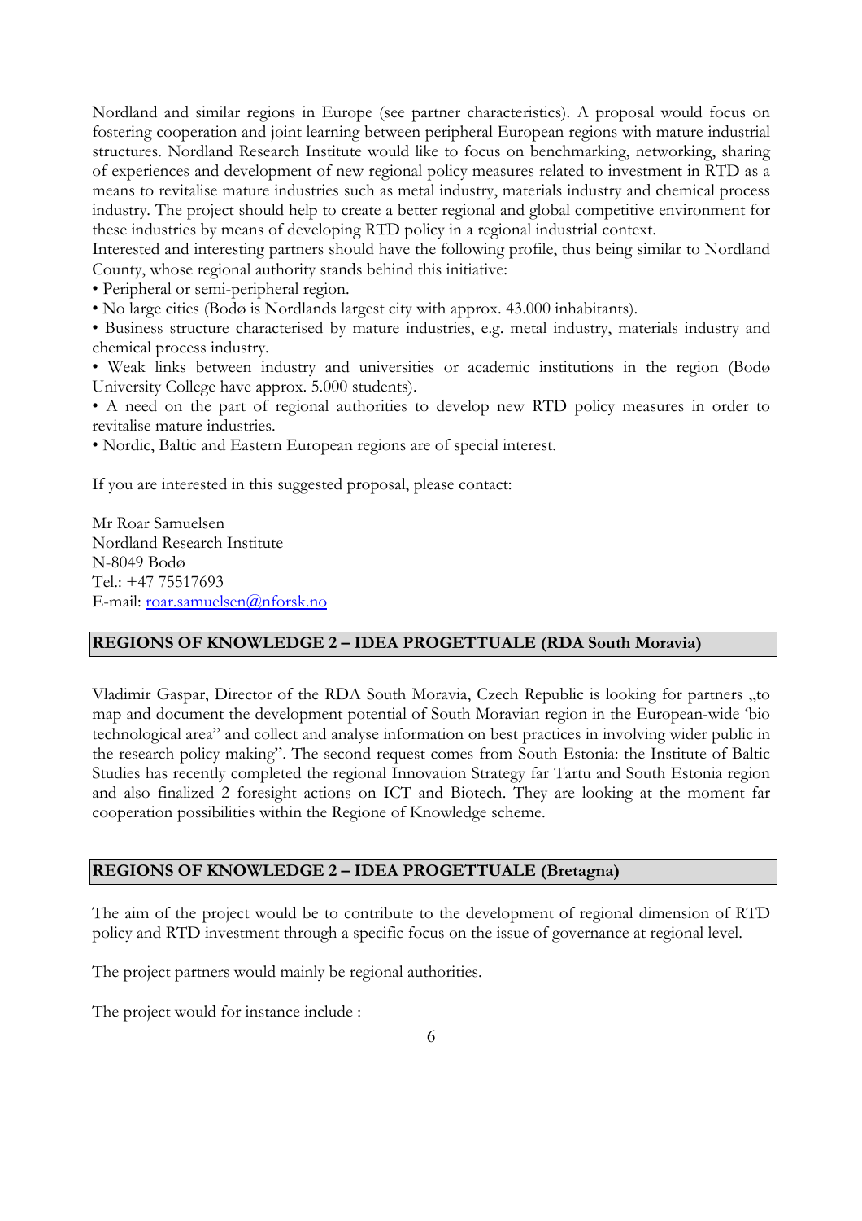Nordland and similar regions in Europe (see partner characteristics). A proposal would focus on fostering cooperation and joint learning between peripheral European regions with mature industrial structures. Nordland Research Institute would like to focus on benchmarking, networking, sharing of experiences and development of new regional policy measures related to investment in RTD as a means to revitalise mature industries such as metal industry, materials industry and chemical process industry. The project should help to create a better regional and global competitive environment for these industries by means of developing RTD policy in a regional industrial context.
Interested and interesting partners should have the following profile, thus being similar to Nordland County, whose regional authority stands behind this initiative:

- Peripheral or semi-peripheral region.
- No large cities (Bodø is Nordlands largest city with approx. 43.000 inhabitants).
- Business structure characterised by mature industries, e.g. metal industry, materials industry and chemical process industry.
- Weak links between industry and universities or academic institutions in the region (Bodø University College have approx. 5.000 students).
- A need on the part of regional authorities to develop new RTD policy measures in order to revitalise mature industries.
- Nordic, Baltic and Eastern European regions are of special interest.

If you are interested in this suggested proposal, please contact:

Mr Roar Samuelsen
Nordland Research Institute
N-8049 Bodø
Tel.: +47 75517693
E-mail: roar.samuelsen@nforsk.no

## REGIONS OF KNOWLEDGE 2 – IDEA PROGETTUALE (RDA South Moravia)

Vladimir Gaspar, Director of the RDA South Moravia, Czech Republic is looking for partners „to map and document the development potential of South Moravian region in the European-wide 'bio technological area" and collect and analyse information on best practices in involving wider public in the research policy making". The second request comes from South Estonia: the Institute of Baltic Studies has recently completed the regional Innovation Strategy far Tartu and South Estonia region and also finalized 2 foresight actions on ICT and Biotech. They are looking at the moment far cooperation possibilities within the Regione of Knowledge scheme.

## REGIONS OF KNOWLEDGE 2 – IDEA PROGETTUALE (Bretagna)

The aim of the project would be to contribute to the development of regional dimension of RTD policy and RTD investment through a specific focus on the issue of governance at regional level.

The project partners would mainly be regional authorities.

The project would for instance include :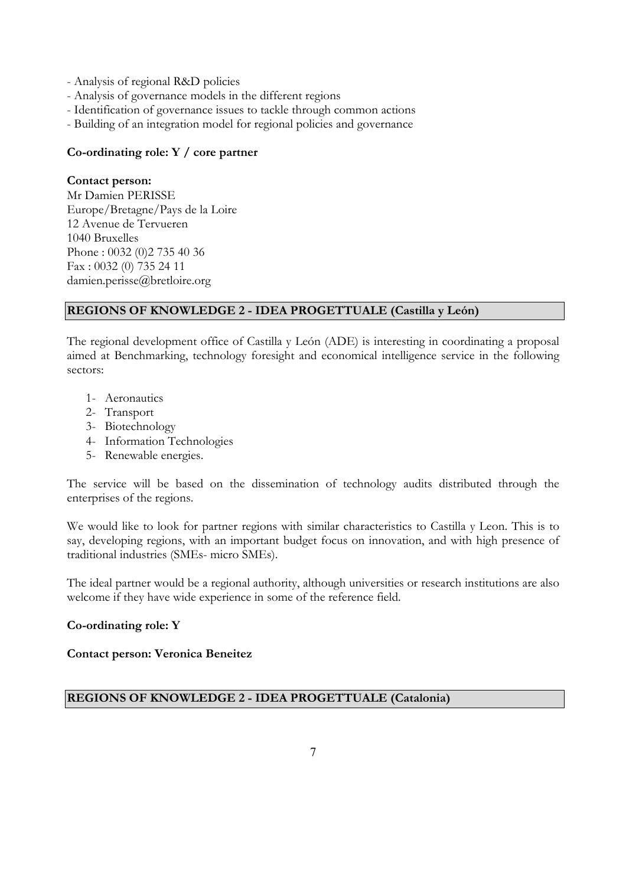- Analysis of regional R&D policies
- Analysis of governance models in the different regions
- Identification of governance issues to tackle through common actions
- Building of an integration model for regional policies and governance

**Co-ordinating role: Y / core partner**

**Contact person:**
Mr Damien PERISSE
Europe/Bretagne/Pays de la Loire
12 Avenue de Tervueren
1040 Bruxelles
Phone : 0032 (0)2 735 40 36
Fax : 0032 (0) 735 24 11
damien.perisse@bretloire.org

## REGIONS OF KNOWLEDGE 2 - IDEA PROGETTUALE (Castilla y León)

The regional development office of Castilla y León (ADE) is interesting in coordinating a proposal aimed at Benchmarking, technology foresight and economical intelligence service in the following sectors:

1- Aeronautics
2- Transport
3- Biotechnology
4- Information Technologies
5- Renewable energies.

The service will be based on the dissemination of technology audits distributed through the enterprises of the regions.

We would like to look for partner regions with similar characteristics to Castilla y Leon. This is to say, developing regions, with an important budget focus on innovation, and with high presence of traditional industries (SMEs- micro SMEs).

The ideal partner would be a regional authority, although universities or research institutions are also welcome if they have wide experience in some of the reference field.

**Co-ordinating role: Y**

**Contact person: Veronica Beneitez**

## REGIONS OF KNOWLEDGE 2 - IDEA PROGETTUALE (Catalonia)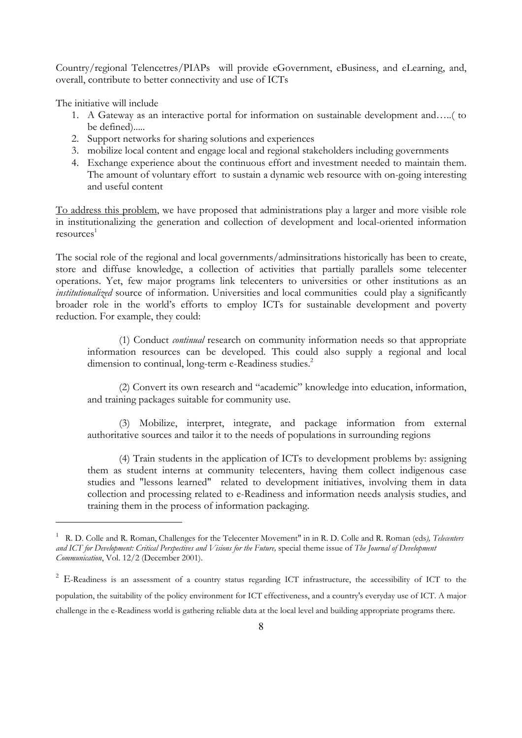Country/regional Telencetres/PIAPs will provide eGovernment, eBusiness, and eLearning, and, overall, contribute to better connectivity and use of ICTs

The initiative will include

1. A Gateway as an interactive portal for information on sustainable development and…..( to be defined).....
2. Support networks for sharing solutions and experiences
3. mobilize local content and engage local and regional stakeholders including governments
4. Exchange experience about the continuous effort and investment needed to maintain them. The amount of voluntary effort to sustain a dynamic web resource with on-going interesting and useful content

<u>To address this problem</u>, we have proposed that administrations play a larger and more visible role in institutionalizing the generation and collection of development and local-oriented information resources[1]

The social role of the regional and local governments/adminsitrations historically has been to create, store and diffuse knowledge, a collection of activities that partially parallels some telecenter operations. Yet, few major programs link telecenters to universities or other institutions as an *institutionalized* source of information. Universities and local communities could play a significantly broader role in the world's efforts to employ ICTs for sustainable development and poverty reduction. For example, they could:

(1) Conduct *continual* research on community information needs so that appropriate information resources can be developed. This could also supply a regional and local dimension to continual, long-term e-Readiness studies.[2]

(2) Convert its own research and "academic" knowledge into education, information, and training packages suitable for community use.

(3) Mobilize, interpret, integrate, and package information from external authoritative sources and tailor it to the needs of populations in surrounding regions

(4) Train students in the application of ICTs to development problems by: assigning them as student interns at community telecenters, having them collect indigenous case studies and "lessons learned" related to development initiatives, involving them in data collection and processing related to e-Readiness and information needs analysis studies, and training them in the process of information packaging.

---

[1] R. D. Colle and R. Roman, Challenges for the Telecenter Movement" in in R. D. Colle and R. Roman (eds*), Telecenters and ICT for Development: Critical Perspectives and Visions for the Future,* special theme issue of *The Journal of Development Communication*, Vol. 12/2 (December 2001).

[2] E-Readiness is an assessment of a country status regarding ICT infrastructure, the accessibility of ICT to the population, the suitability of the policy environment for ICT effectiveness, and a country's everyday use of ICT. A major challenge in the e-Readiness world is gathering reliable data at the local level and building appropriate programs there.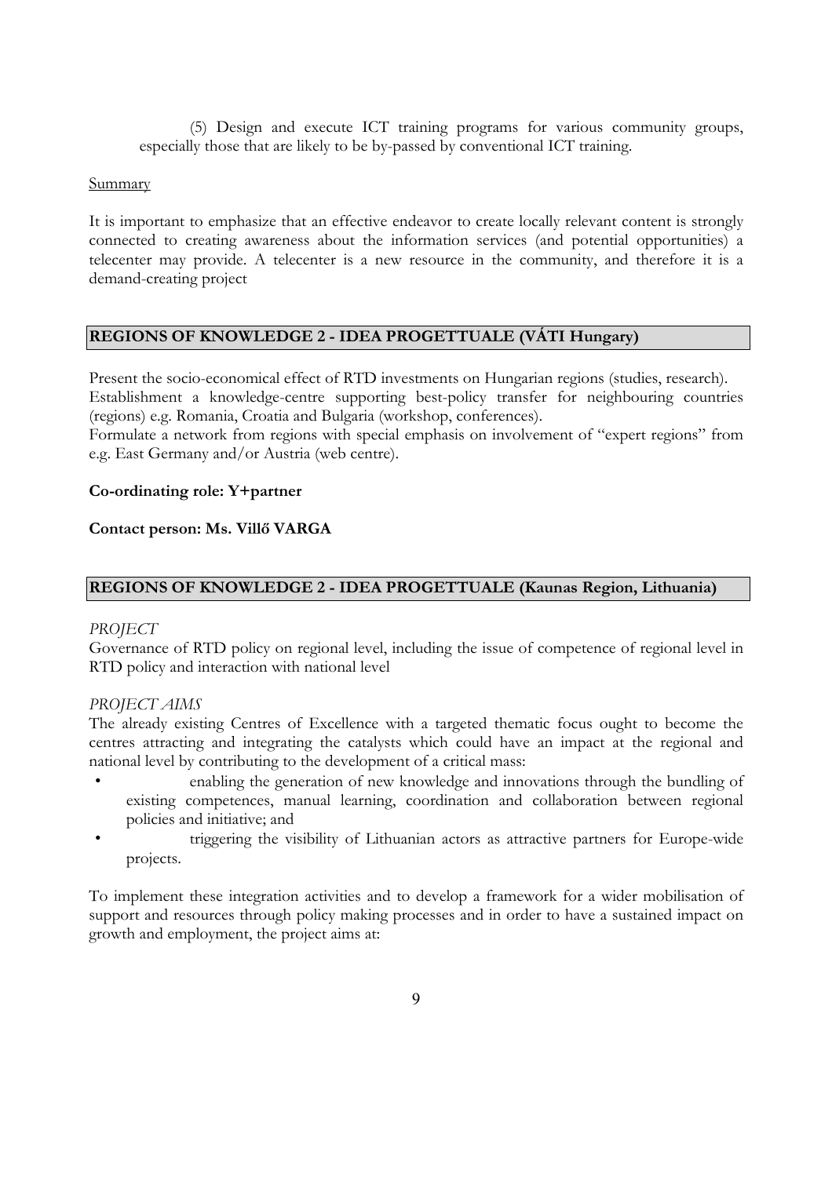(5) Design and execute ICT training programs for various community groups, especially those that are likely to be by-passed by conventional ICT training.

Summary

It is important to emphasize that an effective endeavor to create locally relevant content is strongly connected to creating awareness about the information services (and potential opportunities) a telecenter may provide. A telecenter is a new resource in the community, and therefore it is a demand-creating project

## REGIONS OF KNOWLEDGE 2 - IDEA PROGETTUALE (VÁTI Hungary)

Present the socio-economical effect of RTD investments on Hungarian regions (studies, research).
Establishment a knowledge-centre supporting best-policy transfer for neighbouring countries (regions) e.g. Romania, Croatia and Bulgaria (workshop, conferences).
Formulate a network from regions with special emphasis on involvement of "expert regions" from e.g. East Germany and/or Austria (web centre).

**Co-ordinating role: Y+partner**

**Contact person: Ms. Villő VARGA**

## REGIONS OF KNOWLEDGE 2 - IDEA PROGETTUALE (Kaunas Region, Lithuania)

*PROJECT*
Governance of RTD policy on regional level, including the issue of competence of regional level in RTD policy and interaction with national level

*PROJECT AIMS*
The already existing Centres of Excellence with a targeted thematic focus ought to become the centres attracting and integrating the catalysts which could have an impact at the regional and national level by contributing to the development of a critical mass:

- enabling the generation of new knowledge and innovations through the bundling of existing competences, manual learning, coordination and collaboration between regional policies and initiative; and
- triggering the visibility of Lithuanian actors as attractive partners for Europe-wide projects.

To implement these integration activities and to develop a framework for a wider mobilisation of support and resources through policy making processes and in order to have a sustained impact on growth and employment, the project aims at: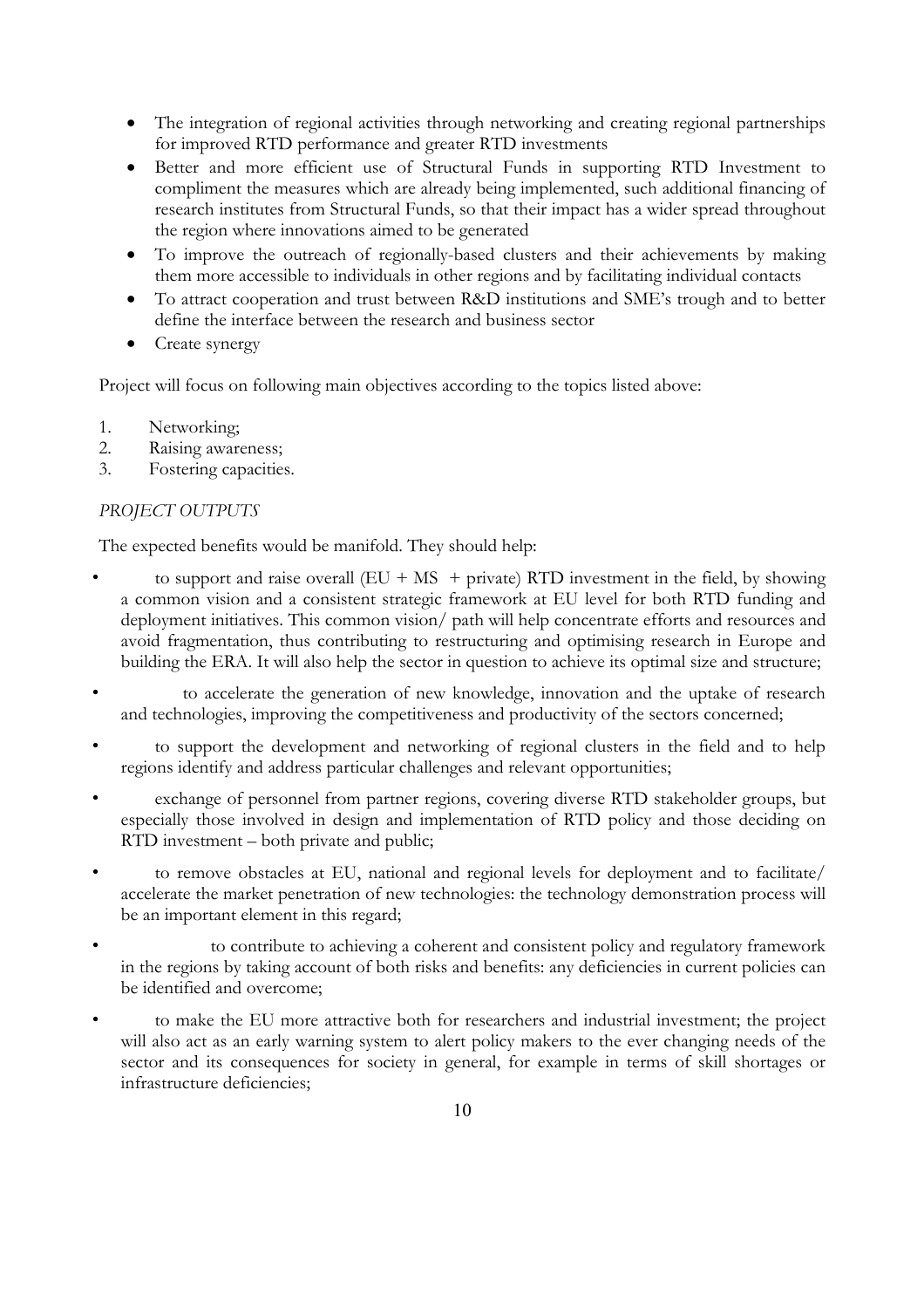- The integration of regional activities through networking and creating regional partnerships for improved RTD performance and greater RTD investments
- Better and more efficient use of Structural Funds in supporting RTD Investment to compliment the measures which are already being implemented, such additional financing of research institutes from Structural Funds, so that their impact has a wider spread throughout the region where innovations aimed to be generated
- To improve the outreach of regionally-based clusters and their achievements by making them more accessible to individuals in other regions and by facilitating individual contacts
- To attract cooperation and trust between R&D institutions and SME's trough and to better define the interface between the research and business sector
- Create synergy

Project will focus on following main objectives according to the topics listed above:

1. Networking;
2. Raising awareness;
3. Fostering capacities.

*PROJECT OUTPUTS*

The expected benefits would be manifold. They should help:

- to support and raise overall (EU + MS + private) RTD investment in the field, by showing a common vision and a consistent strategic framework at EU level for both RTD funding and deployment initiatives. This common vision/ path will help concentrate efforts and resources and avoid fragmentation, thus contributing to restructuring and optimising research in Europe and building the ERA. It will also help the sector in question to achieve its optimal size and structure;
- to accelerate the generation of new knowledge, innovation and the uptake of research and technologies, improving the competitiveness and productivity of the sectors concerned;
- to support the development and networking of regional clusters in the field and to help regions identify and address particular challenges and relevant opportunities;
- exchange of personnel from partner regions, covering diverse RTD stakeholder groups, but especially those involved in design and implementation of RTD policy and those deciding on RTD investment – both private and public;
- to remove obstacles at EU, national and regional levels for deployment and to facilitate/ accelerate the market penetration of new technologies: the technology demonstration process will be an important element in this regard;
- to contribute to achieving a coherent and consistent policy and regulatory framework in the regions by taking account of both risks and benefits: any deficiencies in current policies can be identified and overcome;
- to make the EU more attractive both for researchers and industrial investment; the project will also act as an early warning system to alert policy makers to the ever changing needs of the sector and its consequences for society in general, for example in terms of skill shortages or infrastructure deficiencies;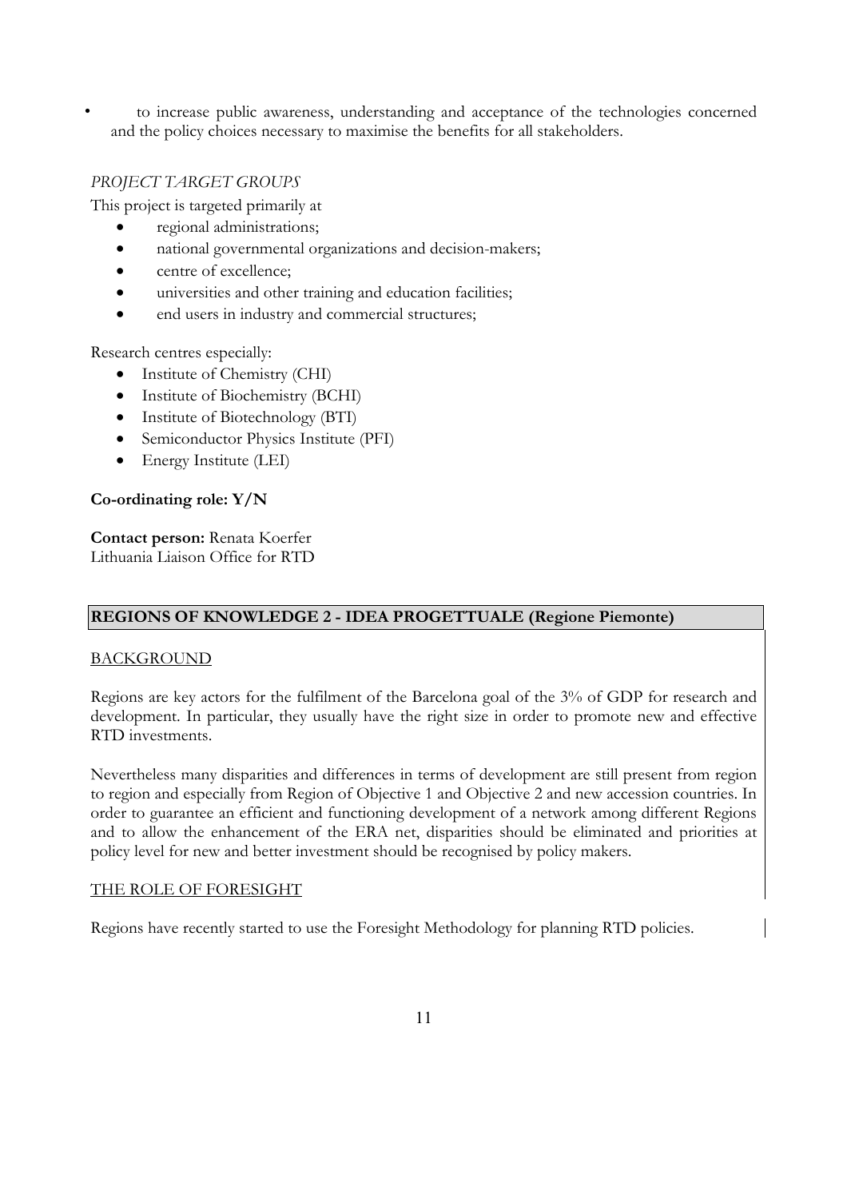- to increase public awareness, understanding and acceptance of the technologies concerned and the policy choices necessary to maximise the benefits for all stakeholders.

*PROJECT TARGET GROUPS*

This project is targeted primarily at

- regional administrations;
- national governmental organizations and decision-makers;
- centre of excellence;
- universities and other training and education facilities;
- end users in industry and commercial structures;

Research centres especially:

- Institute of Chemistry (CHI)
- Institute of Biochemistry (BCHI)
- Institute of Biotechnology (BTI)
- Semiconductor Physics Institute (PFI)
- Energy Institute (LEI)

**Co-ordinating role: Y/N**

**Contact person:** Renata Koerfer
Lithuania Liaison Office for RTD

## REGIONS OF KNOWLEDGE 2 - IDEA PROGETTUALE (Regione Piemonte)

BACKGROUND

Regions are key actors for the fulfilment of the Barcelona goal of the 3% of GDP for research and development. In particular, they usually have the right size in order to promote new and effective RTD investments.

Nevertheless many disparities and differences in terms of development are still present from region to region and especially from Region of Objective 1 and Objective 2 and new accession countries. In order to guarantee an efficient and functioning development of a network among different Regions and to allow the enhancement of the ERA net, disparities should be eliminated and priorities at policy level for new and better investment should be recognised by policy makers.

THE ROLE OF FORESIGHT

Regions have recently started to use the Foresight Methodology for planning RTD policies.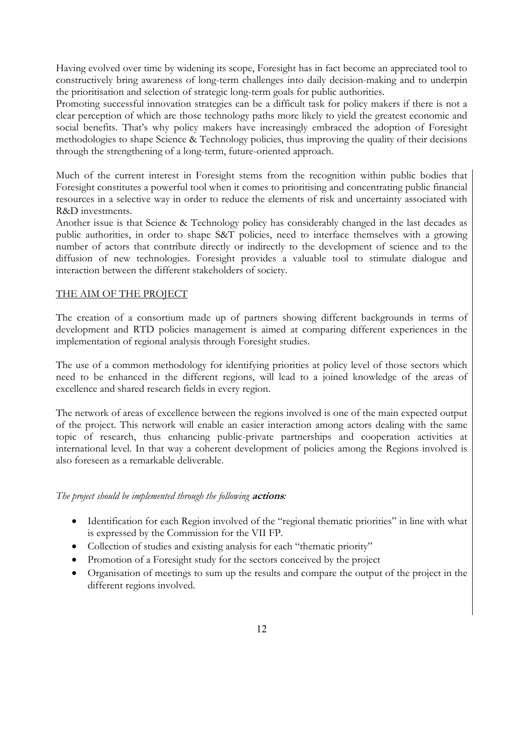Having evolved over time by widening its scope, Foresight has in fact become an appreciated tool to constructively bring awareness of long-term challenges into daily decision-making and to underpin the prioritisation and selection of strategic long-term goals for public authorities.

Promoting successful innovation strategies can be a difficult task for policy makers if there is not a clear perception of which are those technology paths more likely to yield the greatest economic and social benefits. That's why policy makers have increasingly embraced the adoption of Foresight methodologies to shape Science & Technology policies, thus improving the quality of their decisions through the strengthening of a long-term, future-oriented approach.

Much of the current interest in Foresight stems from the recognition within public bodies that Foresight constitutes a powerful tool when it comes to prioritising and concentrating public financial resources in a selective way in order to reduce the elements of risk and uncertainty associated with R&D investments.

Another issue is that Science & Technology policy has considerably changed in the last decades as public authorities, in order to shape S&T policies, need to interface themselves with a growing number of actors that contribute directly or indirectly to the development of science and to the diffusion of new technologies. Foresight provides a valuable tool to stimulate dialogue and interaction between the different stakeholders of society.

## THE AIM OF THE PROJECT

The creation of a consortium made up of partners showing different backgrounds in terms of development and RTD policies management is aimed at comparing different experiences in the implementation of regional analysis through Foresight studies.

The use of a common methodology for identifying priorities at policy level of those sectors which need to be enhanced in the different regions, will lead to a joined knowledge of the areas of excellence and shared research fields in every region.

The network of areas of excellence between the regions involved is one of the main expected output of the project. This network will enable an easier interaction among actors dealing with the same topic of research, thus enhancing public-private partnerships and cooperation activities at international level. In that way a coherent development of policies among the Regions involved is also foreseen as a remarkable deliverable.

*The project should be implemented through the following* ***actions****:*

- Identification for each Region involved of the "regional thematic priorities" in line with what is expressed by the Commission for the VII FP.
- Collection of studies and existing analysis for each "thematic priority"
- Promotion of a Foresight study for the sectors conceived by the project
- Organisation of meetings to sum up the results and compare the output of the project in the different regions involved.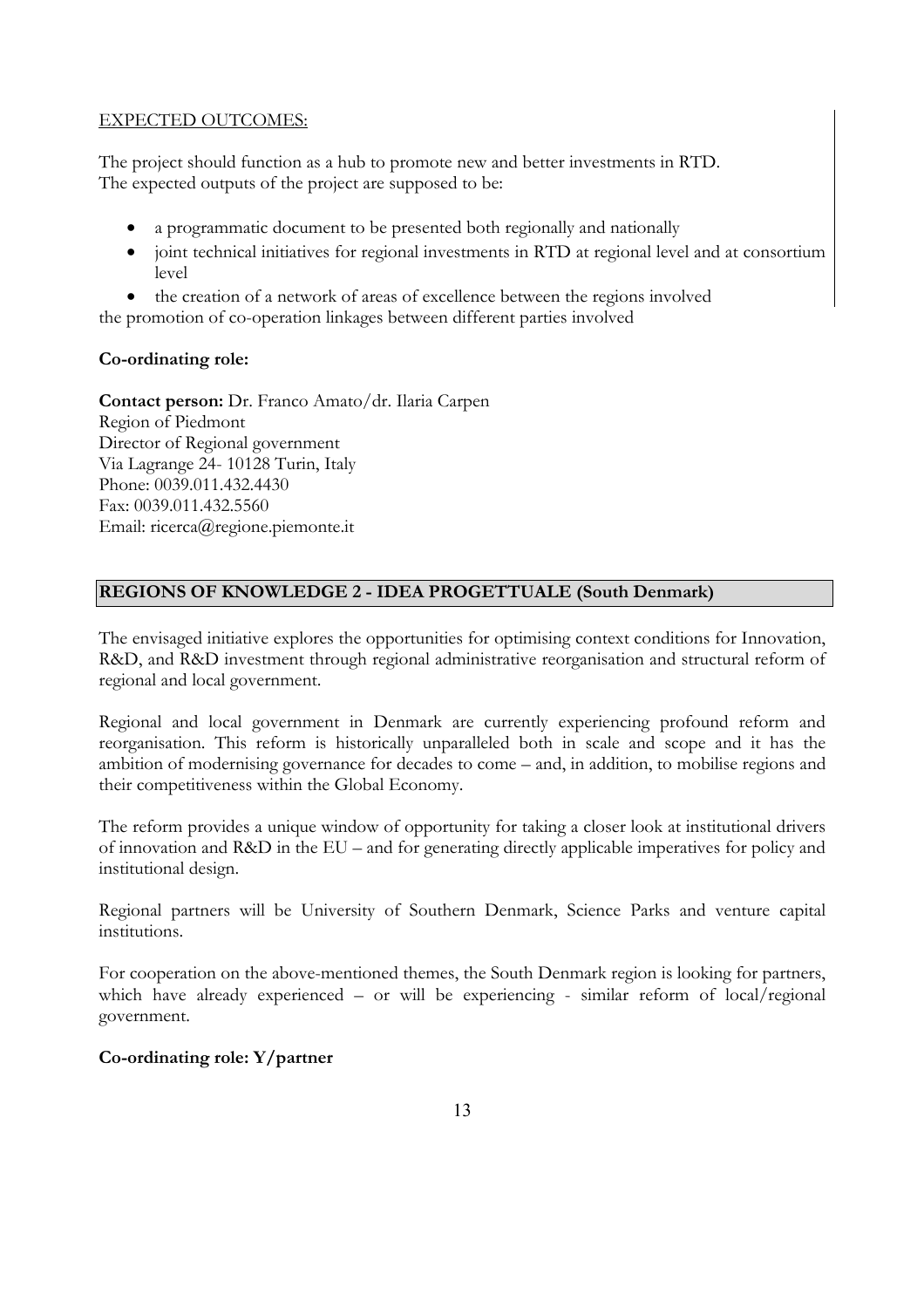EXPECTED OUTCOMES:

The project should function as a hub to promote new and better investments in RTD.
The expected outputs of the project are supposed to be:

- a programmatic document to be presented both regionally and nationally
- joint technical initiatives for regional investments in RTD at regional level and at consortium level
- the creation of a network of areas of excellence between the regions involved

the promotion of co-operation linkages between different parties involved

**Co-ordinating role:**

**Contact person:** Dr. Franco Amato/dr. Ilaria Carpen
Region of Piedmont
Director of Regional government
Via Lagrange 24- 10128 Turin, Italy
Phone: 0039.011.432.4430
Fax: 0039.011.432.5560
Email: ricerca@regione.piemonte.it

## REGIONS OF KNOWLEDGE 2 - IDEA PROGETTUALE (South Denmark)

The envisaged initiative explores the opportunities for optimising context conditions for Innovation, R&D, and R&D investment through regional administrative reorganisation and structural reform of regional and local government.

Regional and local government in Denmark are currently experiencing profound reform and reorganisation. This reform is historically unparalleled both in scale and scope and it has the ambition of modernising governance for decades to come – and, in addition, to mobilise regions and their competitiveness within the Global Economy.

The reform provides a unique window of opportunity for taking a closer look at institutional drivers of innovation and R&D in the EU – and for generating directly applicable imperatives for policy and institutional design.

Regional partners will be University of Southern Denmark, Science Parks and venture capital institutions.

For cooperation on the above-mentioned themes, the South Denmark region is looking for partners, which have already experienced – or will be experiencing - similar reform of local/regional government.

**Co-ordinating role: Y/partner**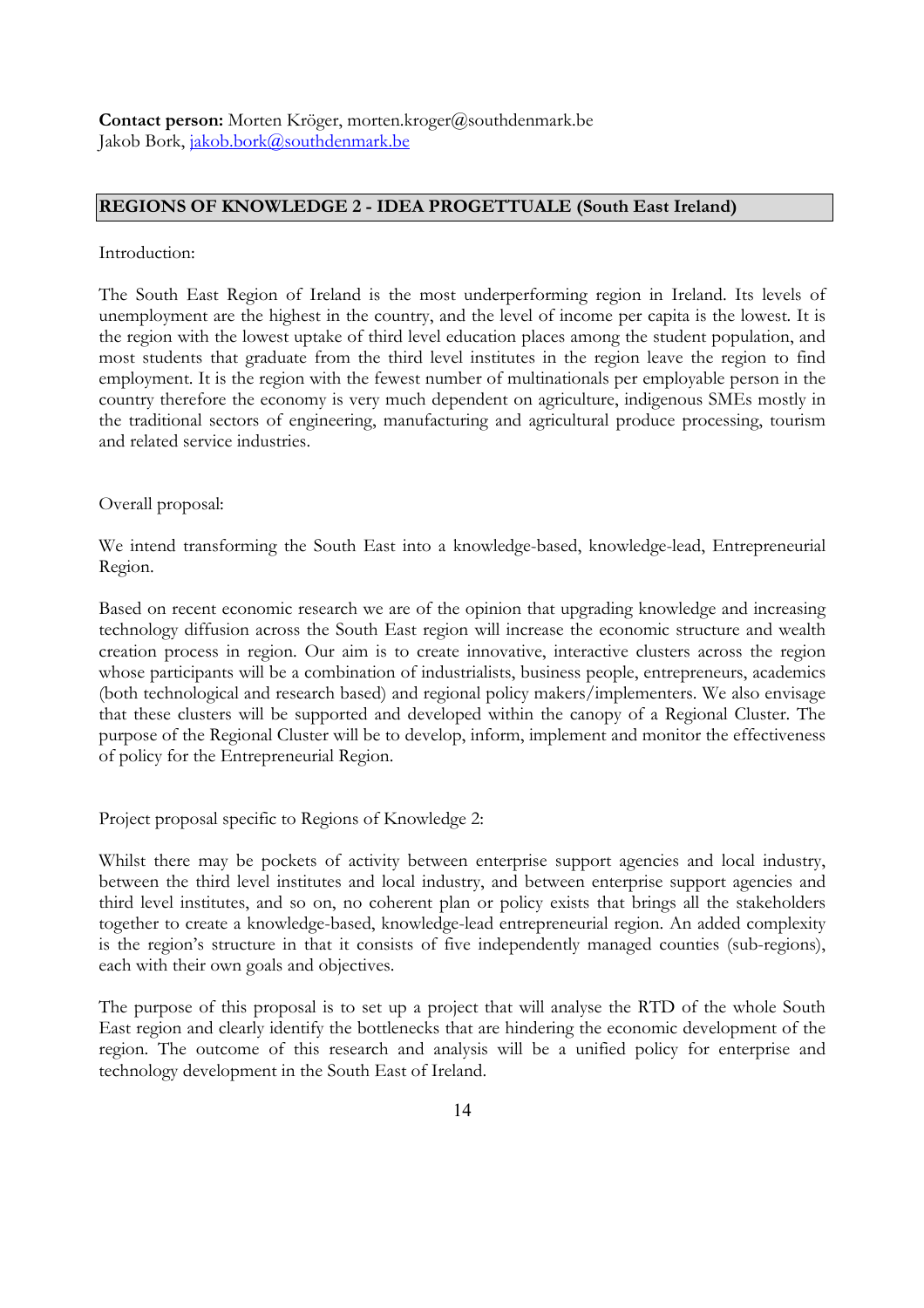**Contact person:** Morten Kröger, morten.kroger@southdenmark.be
Jakob Bork, jakob.bork@southdenmark.be

## REGIONS OF KNOWLEDGE 2 - IDEA PROGETTUALE (South East Ireland)

Introduction:

The South East Region of Ireland is the most underperforming region in Ireland. Its levels of unemployment are the highest in the country, and the level of income per capita is the lowest. It is the region with the lowest uptake of third level education places among the student population, and most students that graduate from the third level institutes in the region leave the region to find employment. It is the region with the fewest number of multinationals per employable person in the country therefore the economy is very much dependent on agriculture, indigenous SMEs mostly in the traditional sectors of engineering, manufacturing and agricultural produce processing, tourism and related service industries.

Overall proposal:

We intend transforming the South East into a knowledge-based, knowledge-lead, Entrepreneurial Region.

Based on recent economic research we are of the opinion that upgrading knowledge and increasing technology diffusion across the South East region will increase the economic structure and wealth creation process in region. Our aim is to create innovative, interactive clusters across the region whose participants will be a combination of industrialists, business people, entrepreneurs, academics (both technological and research based) and regional policy makers/implementers. We also envisage that these clusters will be supported and developed within the canopy of a Regional Cluster. The purpose of the Regional Cluster will be to develop, inform, implement and monitor the effectiveness of policy for the Entrepreneurial Region.

Project proposal specific to Regions of Knowledge 2:

Whilst there may be pockets of activity between enterprise support agencies and local industry, between the third level institutes and local industry, and between enterprise support agencies and third level institutes, and so on, no coherent plan or policy exists that brings all the stakeholders together to create a knowledge-based, knowledge-lead entrepreneurial region. An added complexity is the region's structure in that it consists of five independently managed counties (sub-regions), each with their own goals and objectives.

The purpose of this proposal is to set up a project that will analyse the RTD of the whole South East region and clearly identify the bottlenecks that are hindering the economic development of the region. The outcome of this research and analysis will be a unified policy for enterprise and technology development in the South East of Ireland.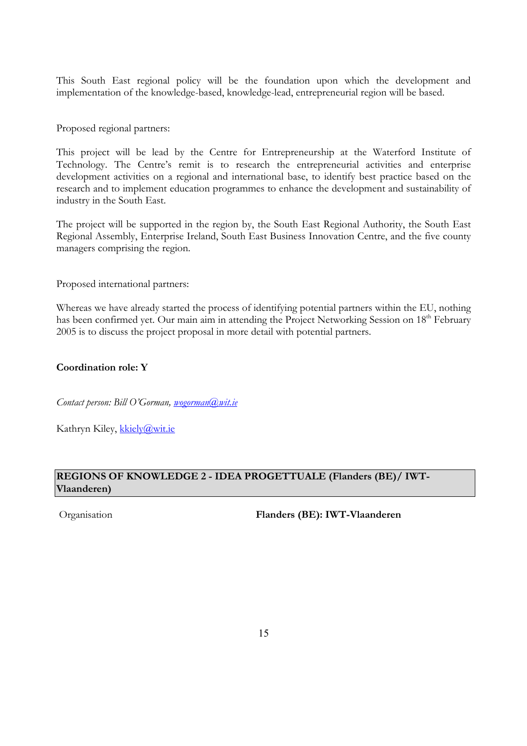This South East regional policy will be the foundation upon which the development and implementation of the knowledge-based, knowledge-lead, entrepreneurial region will be based.

Proposed regional partners:

This project will be lead by the Centre for Entrepreneurship at the Waterford Institute of Technology. The Centre's remit is to research the entrepreneurial activities and enterprise development activities on a regional and international base, to identify best practice based on the research and to implement education programmes to enhance the development and sustainability of industry in the South East.

The project will be supported in the region by, the South East Regional Authority, the South East Regional Assembly, Enterprise Ireland, South East Business Innovation Centre, and the five county managers comprising the region.

Proposed international partners:

Whereas we have already started the process of identifying potential partners within the EU, nothing has been confirmed yet. Our main aim in attending the Project Networking Session on 18th February 2005 is to discuss the project proposal in more detail with potential partners.

**Coordination role: Y**

*Contact person: Bill O'Gorman, wogorman@wit.ie*

Kathryn Kiley, kkiely@wit.ie

| **REGIONS OF KNOWLEDGE 2 - IDEA PROGETTUALE (Flanders (BE)/ IWT-Vlaanderen)** |
|---|

| Organisation | **Flanders (BE): IWT-Vlaanderen** |
|---|---|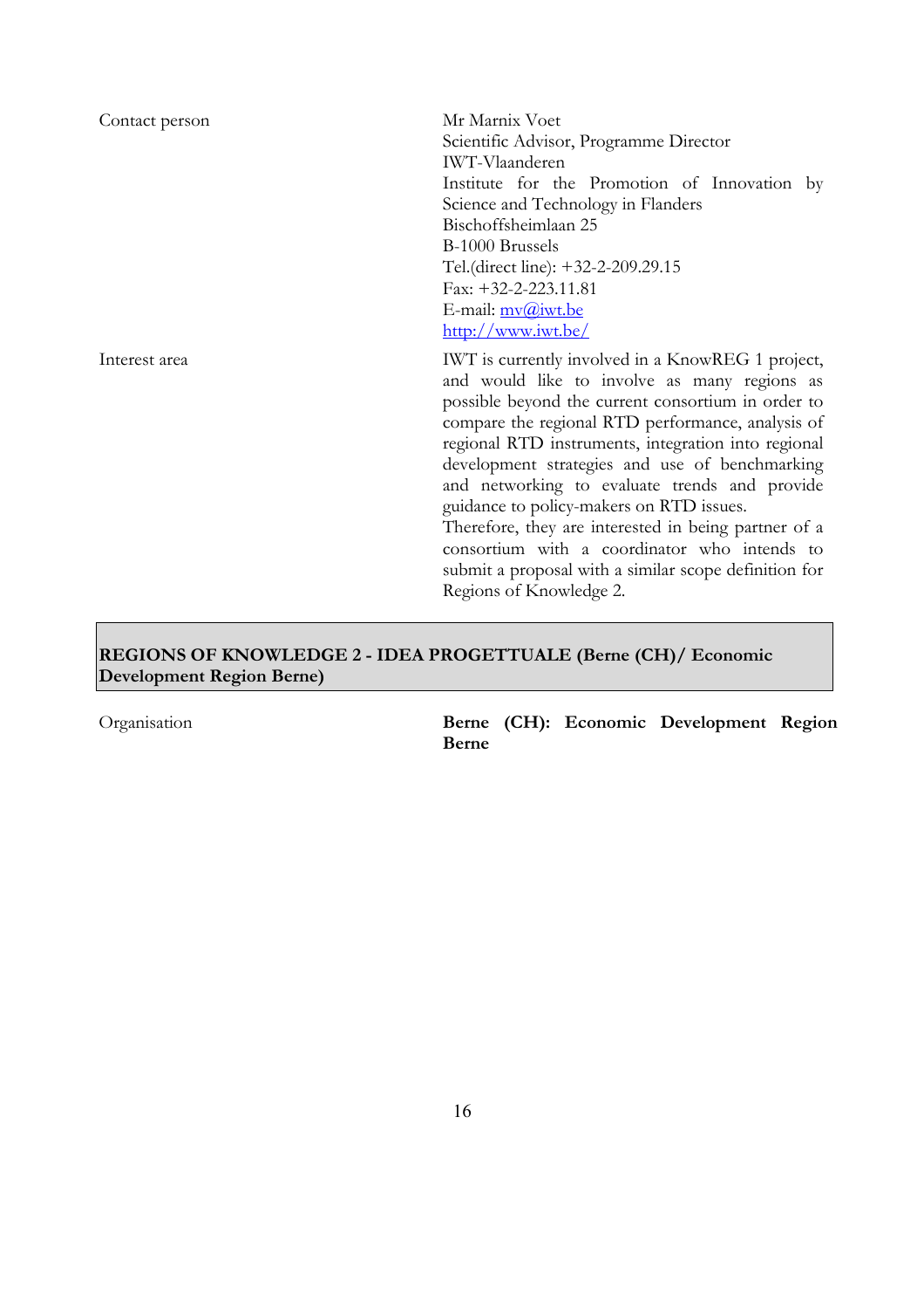| | |
|---|---|
| Contact person | Mr Marnix Voet<br>Scientific Advisor, Programme Director<br>IWT-Vlaanderen<br>Institute for the Promotion of Innovation by Science and Technology in Flanders<br>Bischoffsheimlaan 25<br>B-1000 Brussels<br>Tel.(direct line): +32-2-209.29.15<br>Fax: +32-2-223.11.81<br>E-mail: mv@iwt.be<br>http://www.iwt.be/ |
| Interest area | IWT is currently involved in a KnowREG 1 project, and would like to involve as many regions as possible beyond the current consortium in order to compare the regional RTD performance, analysis of regional RTD instruments, integration into regional development strategies and use of benchmarking and networking to evaluate trends and provide guidance to policy-makers on RTD issues.<br>Therefore, they are interested in being partner of a consortium with a coordinator who intends to submit a proposal with a similar scope definition for Regions of Knowledge 2. |

## REGIONS OF KNOWLEDGE 2 - IDEA PROGETTUALE (Berne (CH)/ Economic Development Region Berne)

| | |
|---|---|
| Organisation | **Berne (CH): Economic Development Region Berne** |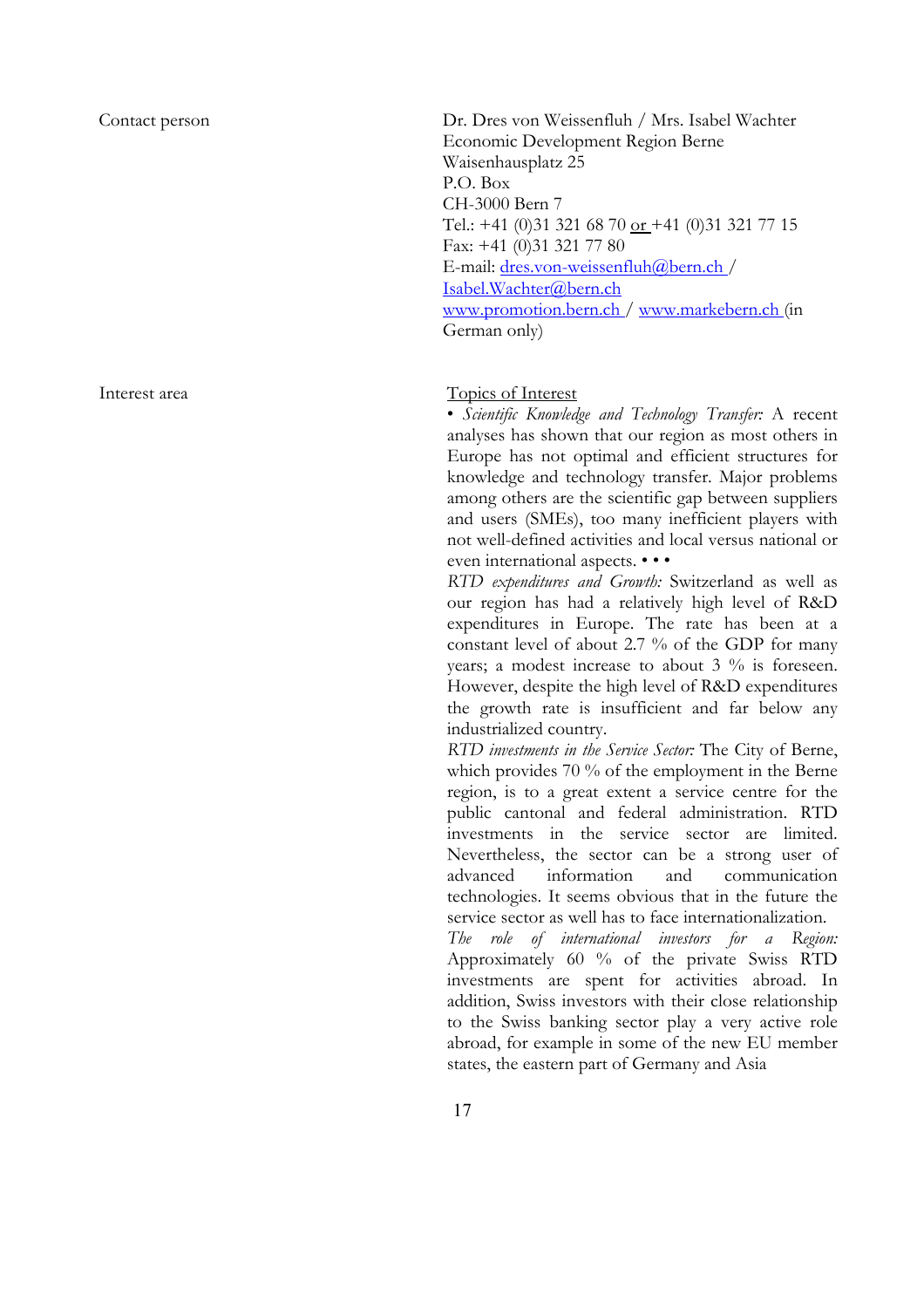| | |
|---|---|
| Contact person | Dr. Dres von Weissenfluh / Mrs. Isabel Wachter<br>Economic Development Region Berne<br>Waisenhausplatz 25<br>P.O. Box<br>CH-3000 Bern 7<br>Tel.: +41 (0)31 321 68 70 or +41 (0)31 321 77 15<br>Fax: +41 (0)31 321 77 80<br>E-mail: dres.von-weissenfluh@bern.ch / Isabel.Wachter@bern.ch<br>www.promotion.bern.ch / www.markebern.ch (in German only) |
| Interest area | Topics of Interest<br>• *Scientific Knowledge and Technology Transfer:* A recent analyses has shown that our region as most others in Europe has not optimal and efficient structures for knowledge and technology transfer. Major problems among others are the scientific gap between suppliers and users (SMEs), too many inefficient players with not well-defined activities and local versus national or even international aspects. • • •<br>*RTD expenditures and Growth:* Switzerland as well as our region has had a relatively high level of R&D expenditures in Europe. The rate has been at a constant level of about 2.7 % of the GDP for many years; a modest increase to about 3 % is foreseen. However, despite the high level of R&D expenditures the growth rate is insufficient and far below any industrialized country.<br>*RTD investments in the Service Sector:* The City of Berne, which provides 70 % of the employment in the Berne region, is to a great extent a service centre for the public cantonal and federal administration. RTD investments in the service sector are limited. Nevertheless, the sector can be a strong user of advanced information and communication technologies. It seems obvious that in the future the service sector as well has to face internationalization.<br>*The role of international investors for a Region:* Approximately 60 % of the private Swiss RTD investments are spent for activities abroad. In addition, Swiss investors with their close relationship to the Swiss banking sector play a very active role abroad, for example in some of the new EU member states, the eastern part of Germany and Asia |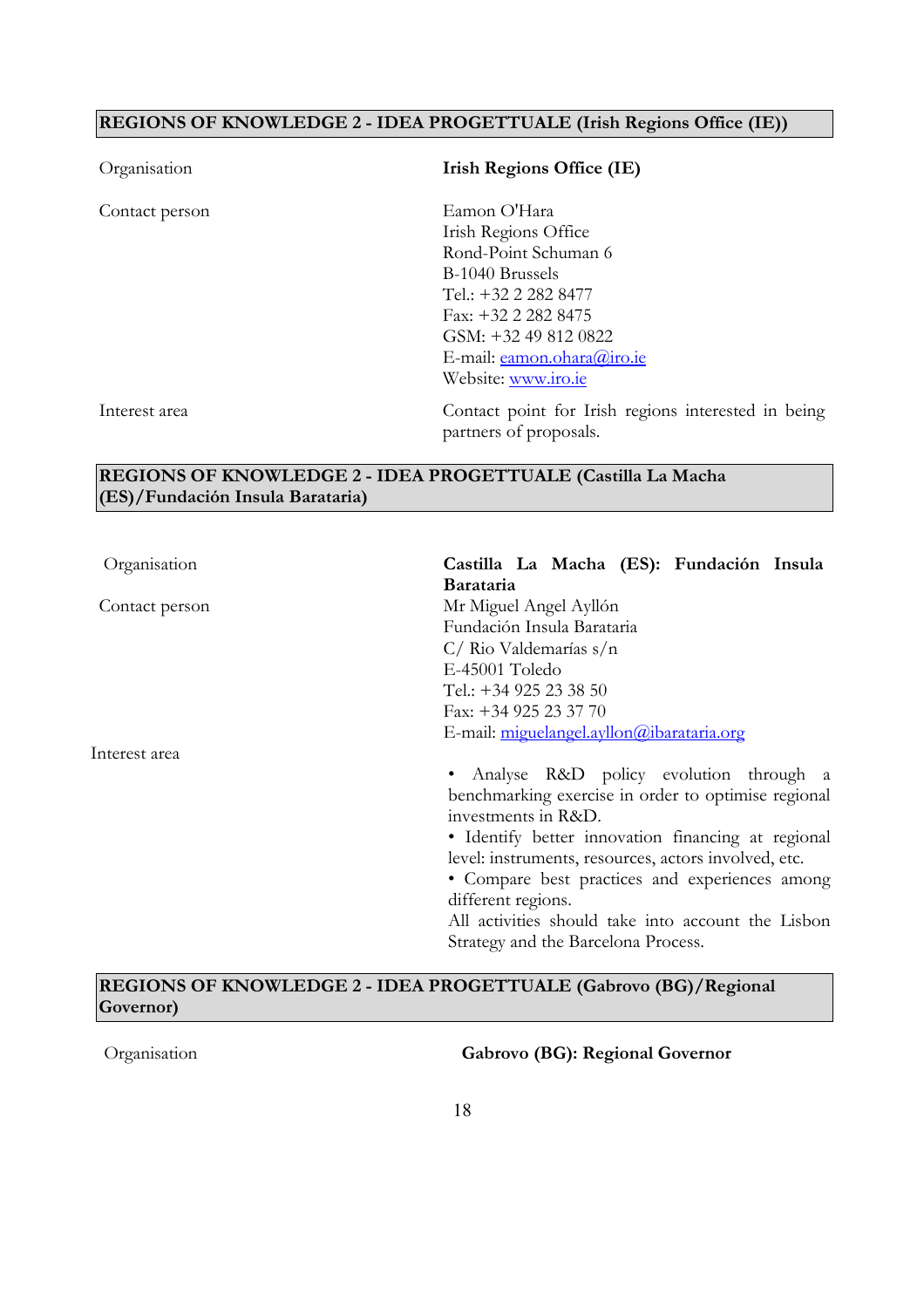**REGIONS OF KNOWLEDGE 2 - IDEA PROGETTUALE (Irish Regions Office (IE))**

| | |
|---|---|
| Organisation | **Irish Regions Office (IE)** |
| Contact person | Eamon O'Hara<br>Irish Regions Office<br>Rond-Point Schuman 6<br>B-1040 Brussels<br>Tel.: +32 2 282 8477<br>Fax: +32 2 282 8475<br>GSM: +32 49 812 0822<br>E-mail: eamon.ohara@iro.ie<br>Website: www.iro.ie |
| Interest area | Contact point for Irish regions interested in being partners of proposals. |

**REGIONS OF KNOWLEDGE 2 - IDEA PROGETTUALE (Castilla La Macha (ES)/Fundación Insula Barataria)**

| | |
|---|---|
| Organisation | **Castilla La Macha (ES): Fundación Insula Barataria** |
| Contact person | Mr Miguel Angel Ayllón<br>Fundación Insula Barataria<br>C/ Rio Valdemarías s/n<br>E-45001 Toledo<br>Tel.: +34 925 23 38 50<br>Fax: +34 925 23 37 70<br>E-mail: miguelangel.ayllon@ibarataria.org |
| Interest area | • Analyse R&D policy evolution through a benchmarking exercise in order to optimise regional investments in R&D.<br>• Identify better innovation financing at regional level: instruments, resources, actors involved, etc.<br>• Compare best practices and experiences among different regions.<br>All activities should take into account the Lisbon Strategy and the Barcelona Process. |

**REGIONS OF KNOWLEDGE 2 - IDEA PROGETTUALE (Gabrovo (BG)/Regional Governor)**

| | |
|---|---|
| Organisation | **Gabrovo (BG): Regional Governor** |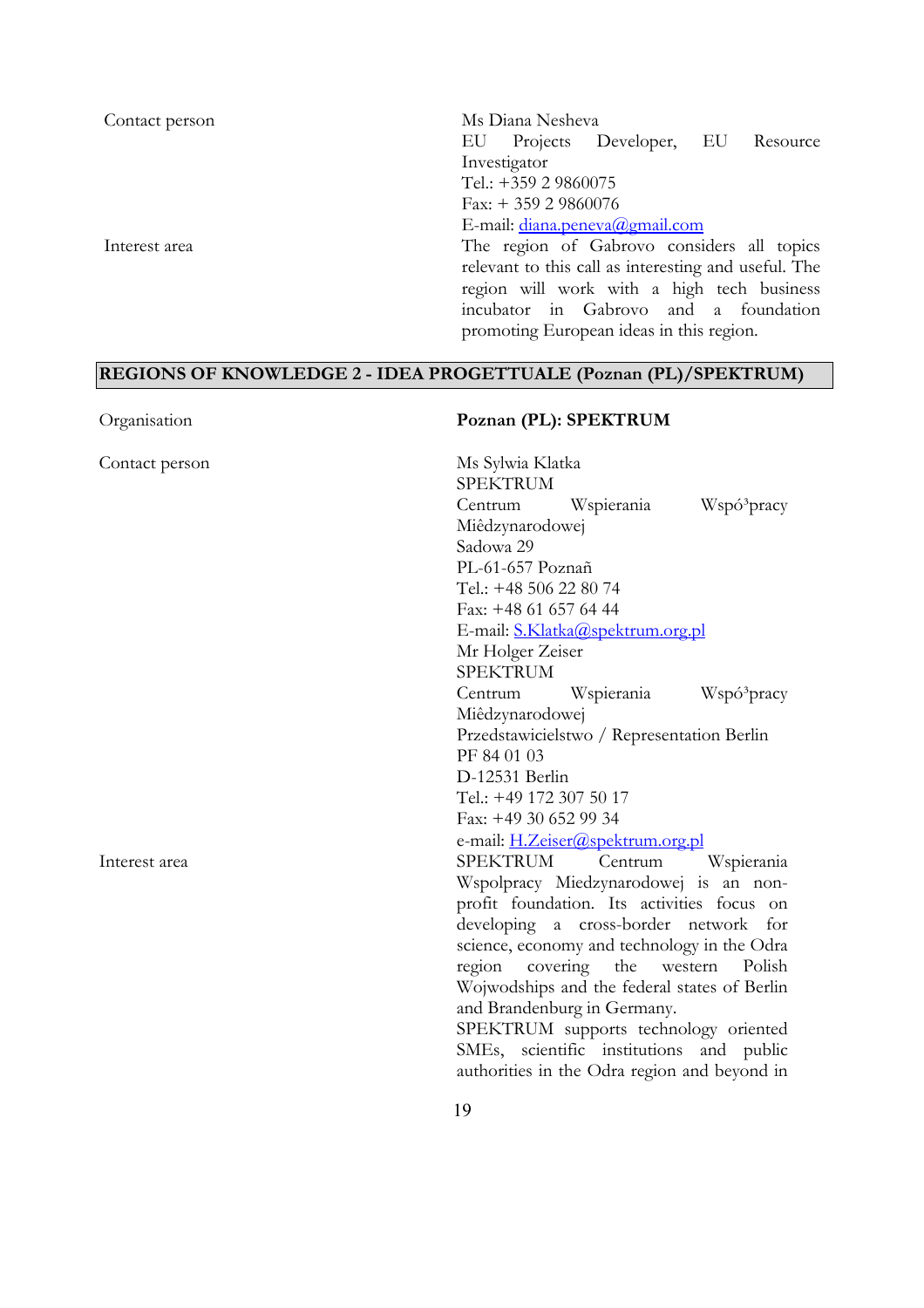| | |
|---|---|
| Contact person | Ms Diana Nesheva<br>EU Projects Developer, EU Resource Investigator<br>Tel.: +359 2 9860075<br>Fax: + 359 2 9860076<br>E-mail: diana.peneva@gmail.com |
| Interest area | The region of Gabrovo considers all topics relevant to this call as interesting and useful. The region will work with a high tech business incubator in Gabrovo and a foundation promoting European ideas in this region. |

## REGIONS OF KNOWLEDGE 2 - IDEA PROGETTUALE (Poznan (PL)/SPEKTRUM)

| | |
|---|---|
| Organisation | **Poznan (PL): SPEKTRUM** |
| Contact person | Ms Sylwia Klatka<br>SPEKTRUM<br>Centrum Wspierania Wspó³pracy Miêdzynarodowej<br>Sadowa 29<br>PL-61-657 Poznañ<br>Tel.: +48 506 22 80 74<br>Fax: +48 61 657 64 44<br>E-mail: S.Klatka@spektrum.org.pl<br>Mr Holger Zeiser<br>SPEKTRUM<br>Centrum Wspierania Wspó³pracy Miêdzynarodowej<br>Przedstawicielstwo / Representation Berlin<br>PF 84 01 03<br>D-12531 Berlin<br>Tel.: +49 172 307 50 17<br>Fax: +49 30 652 99 34<br>e-mail: H.Zeiser@spektrum.org.pl |
| Interest area | SPEKTRUM Centrum Wspierania Wspolpracy Miedzynarodowej is an non-profit foundation. Its activities focus on developing a cross-border network for science, economy and technology in the Odra region covering the western Polish Wojwodships and the federal states of Berlin and Brandenburg in Germany.<br>SPEKTRUM supports technology oriented SMEs, scientific institutions and public authorities in the Odra region and beyond in |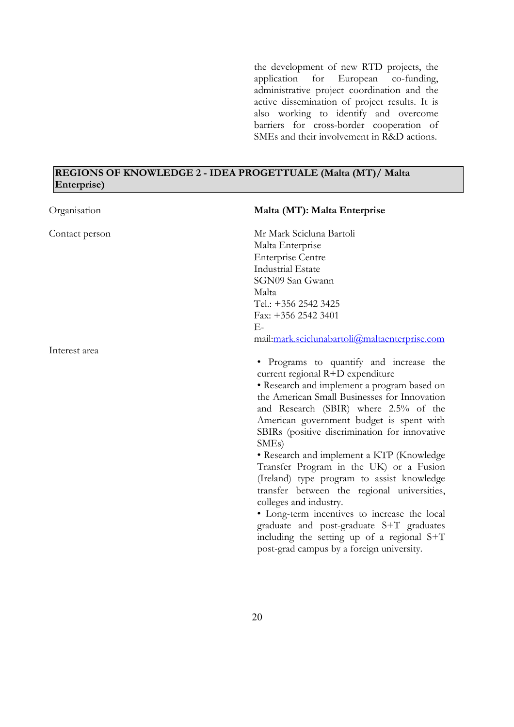the development of new RTD projects, the application for European co-funding, administrative project coordination and the active dissemination of project results. It is also working to identify and overcome barriers for cross-border cooperation of SMEs and their involvement in R&D actions.

## REGIONS OF KNOWLEDGE 2 - IDEA PROGETTUALE (Malta (MT)/ Malta Enterprise)

| | |
|---|---|
| Organisation | **Malta (MT): Malta Enterprise** |
| Contact person | Mr Mark Scicluna Bartoli<br>Malta Enterprise<br>Enterprise Centre<br>Industrial Estate<br>SGN09 San Gwann<br>Malta<br>Tel.: +356 2542 3425<br>Fax: +356 2542 3401<br>E-mail:mark.sciclunabartoli@maltaenterprise.com |
| Interest area | • Programs to quantify and increase the current regional R+D expenditure<br>• Research and implement a program based on the American Small Businesses for Innovation and Research (SBIR) where 2.5% of the American government budget is spent with SBIRs (positive discrimination for innovative SMEs)<br>• Research and implement a KTP (Knowledge Transfer Program in the UK) or a Fusion (Ireland) type program to assist knowledge transfer between the regional universities, colleges and industry.<br>• Long-term incentives to increase the local graduate and post-graduate S+T graduates including the setting up of a regional S+T post-grad campus by a foreign university. |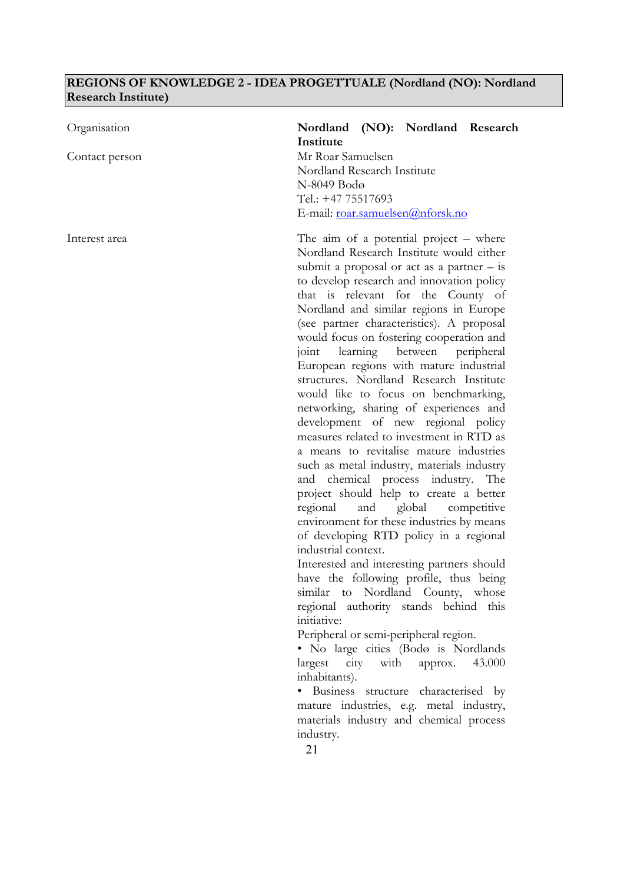## REGIONS OF KNOWLEDGE 2 - IDEA PROGETTUALE (Nordland (NO): Nordland Research Institute)

| | |
|---|---|
| Organisation | **Nordland (NO): Nordland Research Institute** |
| Contact person | Mr Roar Samuelsen<br>Nordland Research Institute<br>N-8049 Bodø<br>Tel.: +47 75517693<br>E-mail: roar.samuelsen@nforsk.no |
| Interest area | The aim of a potential project – where Nordland Research Institute would either submit a proposal or act as a partner – is to develop research and innovation policy that is relevant for the County of Nordland and similar regions in Europe (see partner characteristics). A proposal would focus on fostering cooperation and joint learning between peripheral European regions with mature industrial structures. Nordland Research Institute would like to focus on benchmarking, networking, sharing of experiences and development of new regional policy measures related to investment in RTD as a means to revitalise mature industries such as metal industry, materials industry and chemical process industry. The project should help to create a better regional and global competitive environment for these industries by means of developing RTD policy in a regional industrial context.<br>Interested and interesting partners should have the following profile, thus being similar to Nordland County, whose regional authority stands behind this initiative:<br>Peripheral or semi-peripheral region.<br>• No large cities (Bodø is Nordlands largest city with approx. 43.000 inhabitants).<br>• Business structure characterised by mature industries, e.g. metal industry, materials industry and chemical process industry. |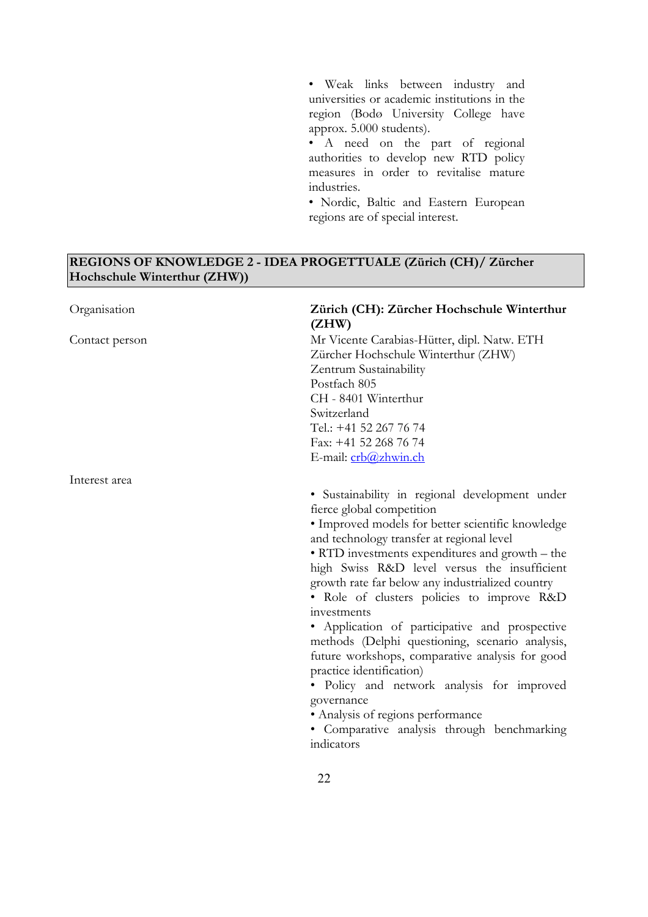• Weak links between industry and universities or academic institutions in the region (Bodø University College have approx. 5.000 students).
• A need on the part of regional authorities to develop new RTD policy measures in order to revitalise mature industries.
• Nordic, Baltic and Eastern European regions are of special interest.

**REGIONS OF KNOWLEDGE 2 - IDEA PROGETTUALE (Zürich (CH)/ Zürcher Hochschule Winterthur (ZHW))**

| | |
|---|---|
| Organisation | **Zürich (CH): Zürcher Hochschule Winterthur (ZHW)** |
| Contact person | Mr Vicente Carabias-Hütter, dipl. Natw. ETH<br>Zürcher Hochschule Winterthur (ZHW)<br>Zentrum Sustainability<br>Postfach 805<br>CH - 8401 Winterthur<br>Switzerland<br>Tel.: +41 52 267 76 74<br>Fax: +41 52 268 76 74<br>E-mail: crb@zhwin.ch |
| Interest area | • Sustainability in regional development under fierce global competition<br>• Improved models for better scientific knowledge and technology transfer at regional level<br>• RTD investments expenditures and growth – the high Swiss R&D level versus the insufficient growth rate far below any industrialized country<br>• Role of clusters policies to improve R&D investments<br>• Application of participative and prospective methods (Delphi questioning, scenario analysis, future workshops, comparative analysis for good practice identification)<br>• Policy and network analysis for improved governance<br>• Analysis of regions performance<br>• Comparative analysis through benchmarking indicators |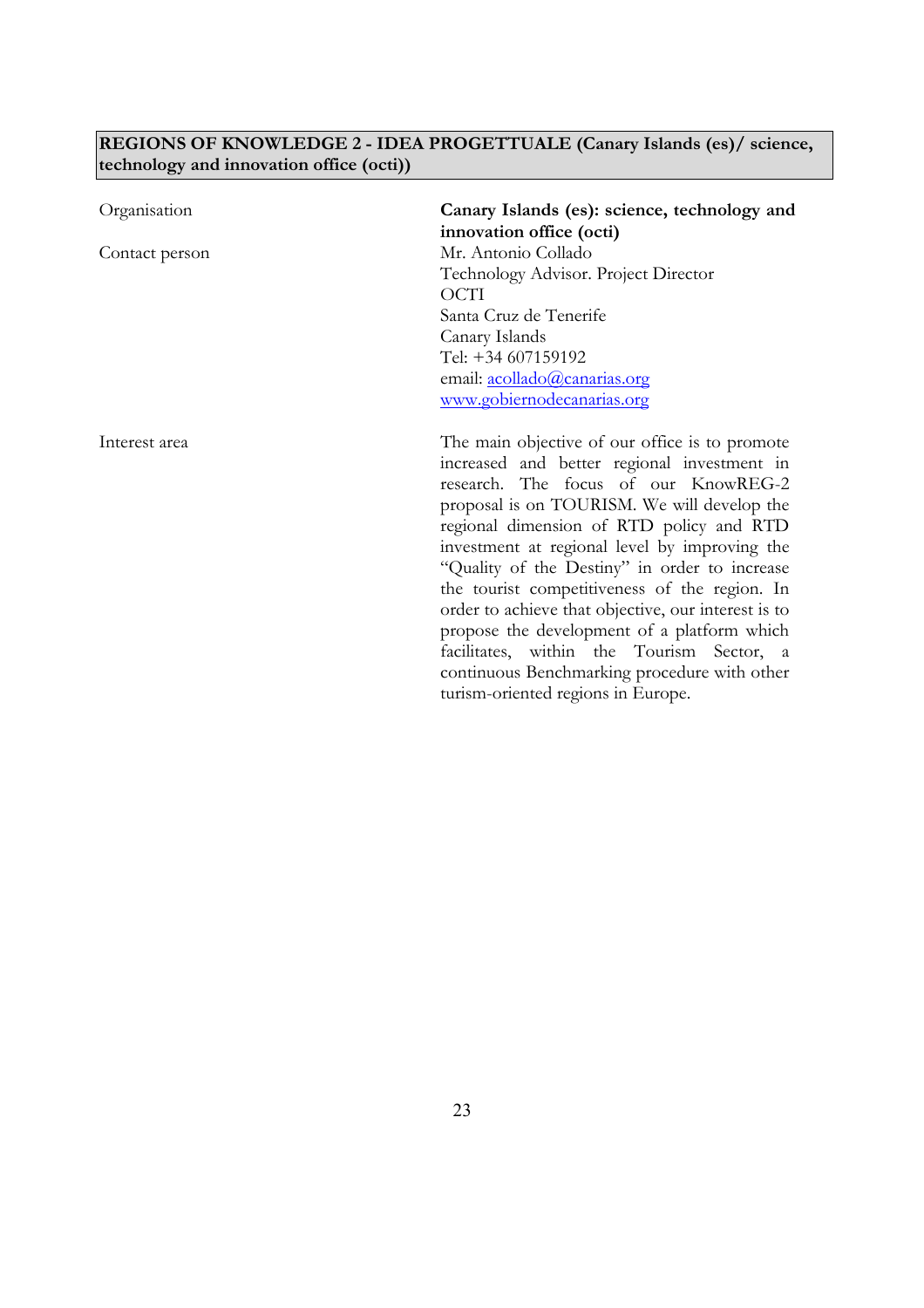**REGIONS OF KNOWLEDGE 2 - IDEA PROGETTUALE (Canary Islands (es)/ science, technology and innovation office (octi))**

| | |
|---|---|
| Organisation | **Canary Islands (es): science, technology and innovation office (octi)** |
| Contact person | Mr. Antonio Collado<br>Technology Advisor. Project Director<br>OCTI<br>Santa Cruz de Tenerife<br>Canary Islands<br>Tel: +34 607159192<br>email: acollado@canarias.org<br>www.gobiernodecanarias.org |
| Interest area | The main objective of our office is to promote increased and better regional investment in research. The focus of our KnowREG-2 proposal is on TOURISM. We will develop the regional dimension of RTD policy and RTD investment at regional level by improving the "Quality of the Destiny" in order to increase the tourist competitiveness of the region. In order to achieve that objective, our interest is to propose the development of a platform which facilitates, within the Tourism Sector, a continuous Benchmarking procedure with other turism-oriented regions in Europe. |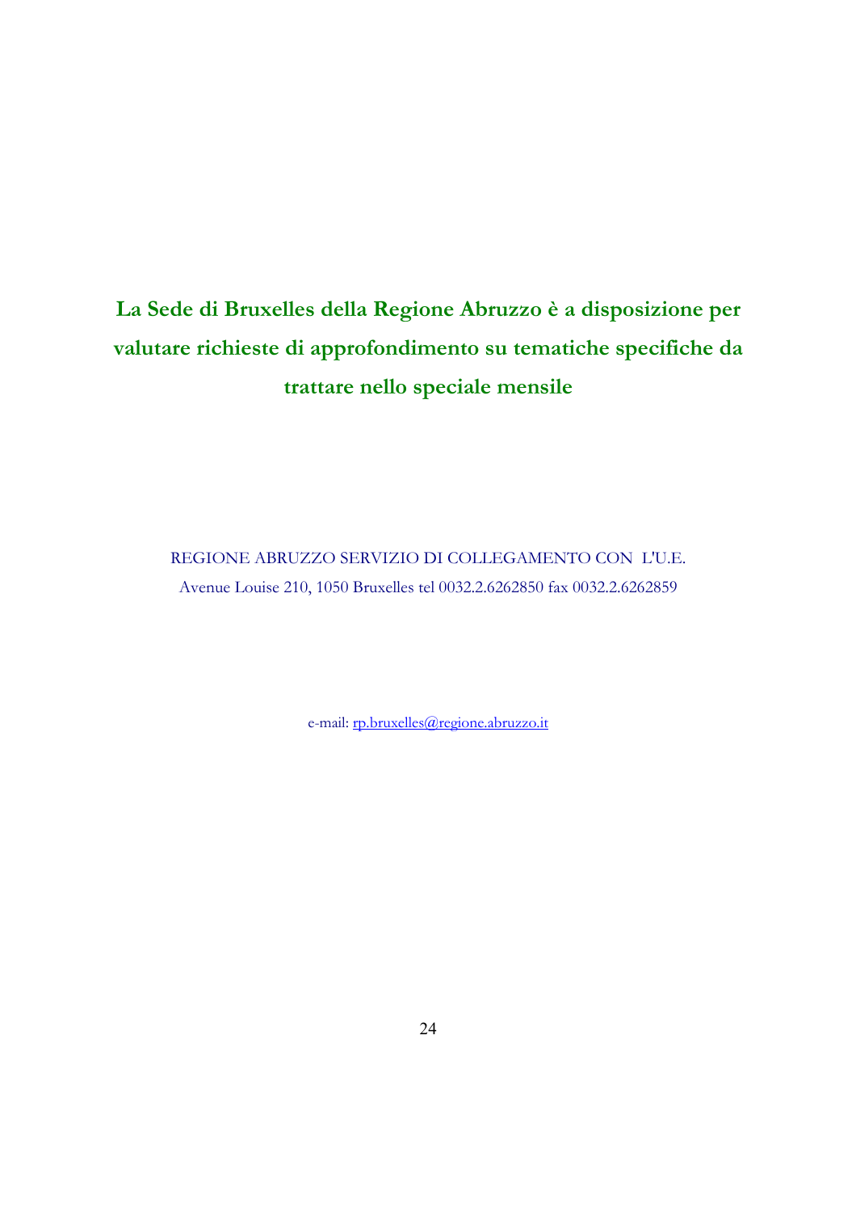**La Sede di Bruxelles della Regione Abruzzo è a disposizione per valutare richieste di approfondimento su tematiche specifiche da trattare nello speciale mensile**

REGIONE ABRUZZO SERVIZIO DI COLLEGAMENTO CON L'U.E.
Avenue Louise 210, 1050 Bruxelles tel 0032.2.6262850 fax 0032.2.6262859

e-mail: rp.bruxelles@regione.abruzzo.it